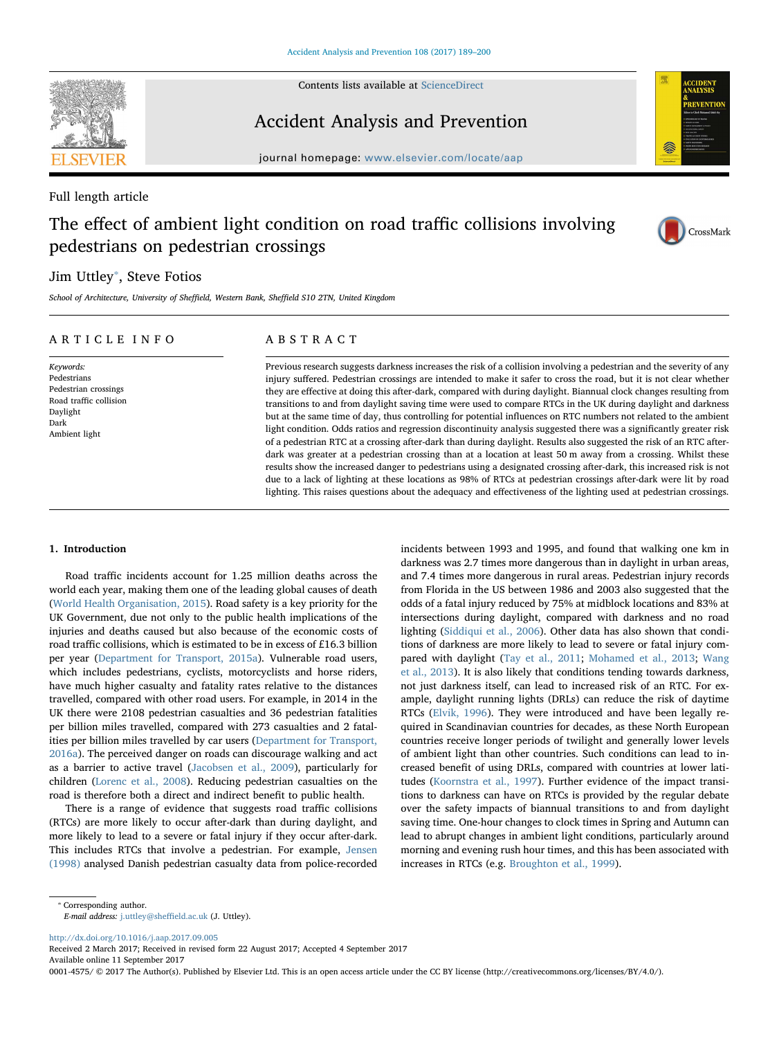Full length article

# The effect of ambient light condition on road traffic collisions involving pedestrians on pedestrian crossings

Jim Uttley*, Steve Fotios

*School of Architecture, University of Sheffield, Western Bank, Sheffield S10 2TN, United Kingdom*

## ARTICLE INFO

*Keywords:*
Pedestrians
Pedestrian crossings
Road traffic collision
Daylight
Dark
Ambient light

## ABSTRACT

Previous research suggests darkness increases the risk of a collision involving a pedestrian and the severity of any injury suffered. Pedestrian crossings are intended to make it safer to cross the road, but it is not clear whether they are effective at doing this after-dark, compared with during daylight. Biannual clock changes resulting from transitions to and from daylight saving time were used to compare RTCs in the UK during daylight and darkness but at the same time of day, thus controlling for potential influences on RTC numbers not related to the ambient light condition. Odds ratios and regression discontinuity analysis suggested there was a significantly greater risk of a pedestrian RTC at a crossing after-dark than during daylight. Results also suggested the risk of an RTC after-dark was greater at a pedestrian crossing than at a location at least 50 m away from a crossing. Whilst these results show the increased danger to pedestrians using a designated crossing after-dark, this increased risk is not due to a lack of lighting at these locations as 98% of RTCs at pedestrian crossings after-dark were lit by road lighting. This raises questions about the adequacy and effectiveness of the lighting used at pedestrian crossings.

## 1. Introduction

Road traffic incidents account for 1.25 million deaths across the world each year, making them one of the leading global causes of death (World Health Organisation, 2015). Road safety is a key priority for the UK Government, due not only to the public health implications of the injuries and deaths caused but also because of the economic costs of road traffic collisions, which is estimated to be in excess of £16.3 billion per year (Department for Transport, 2015a). Vulnerable road users, which includes pedestrians, cyclists, motorcyclists and horse riders, have much higher casualty and fatality rates relative to the distances travelled, compared with other road users. For example, in 2014 in the UK there were 2108 pedestrian casualties and 36 pedestrian fatalities per billion miles travelled, compared with 273 casualties and 2 fatalities per billion miles travelled by car users (Department for Transport, 2016a). The perceived danger on roads can discourage walking and act as a barrier to active travel (Jacobsen et al., 2009), particularly for children (Lorenc et al., 2008). Reducing pedestrian casualties on the road is therefore both a direct and indirect benefit to public health.

There is a range of evidence that suggests road traffic collisions (RTCs) are more likely to occur after-dark than during daylight, and more likely to lead to a severe or fatal injury if they occur after-dark. This includes RTCs that involve a pedestrian. For example, Jensen (1998) analysed Danish pedestrian casualty data from police-recorded incidents between 1993 and 1995, and found that walking one km in darkness was 2.7 times more dangerous than in daylight in urban areas, and 7.4 times more dangerous in rural areas. Pedestrian injury records from Florida in the US between 1986 and 2003 also suggested that the odds of a fatal injury reduced by 75% at midblock locations and 83% at intersections during daylight, compared with darkness and no road lighting (Siddiqui et al., 2006). Other data has also shown that conditions of darkness are more likely to lead to severe or fatal injury compared with daylight (Tay et al., 2011; Mohamed et al., 2013; Wang et al., 2013). It is also likely that conditions tending towards darkness, not just darkness itself, can lead to increased risk of an RTC. For example, daylight running lights (DRLs) can reduce the risk of daytime RTCs (Elvik, 1996). They were introduced and have been legally required in Scandinavian countries for decades, as these North European countries receive longer periods of twilight and generally lower levels of ambient light than other countries. Such conditions can lead to increased benefit of using DRLs, compared with countries at lower latitudes (Koornstra et al., 1997). Further evidence of the impact transitions to darkness can have on RTCs is provided by the regular debate over the safety impacts of biannual transitions to and from daylight saving time. One-hour changes to clock times in Spring and Autumn can lead to abrupt changes in ambient light conditions, particularly around morning and evening rush hour times, and this has been associated with increases in RTCs (e.g. Broughton et al., 1999).

* Corresponding author.
*E-mail address:* j.uttley@sheffield.ac.uk (J. Uttley).

http://dx.doi.org/10.1016/j.aap.2017.09.005
Received 2 March 2017; Received in revised form 22 August 2017; Accepted 4 September 2017
Available online 11 September 2017
0001-4575/ © 2017 The Author(s). Published by Elsevier Ltd. This is an open access article under the CC BY license (http://creativecommons.org/licenses/BY/4.0/).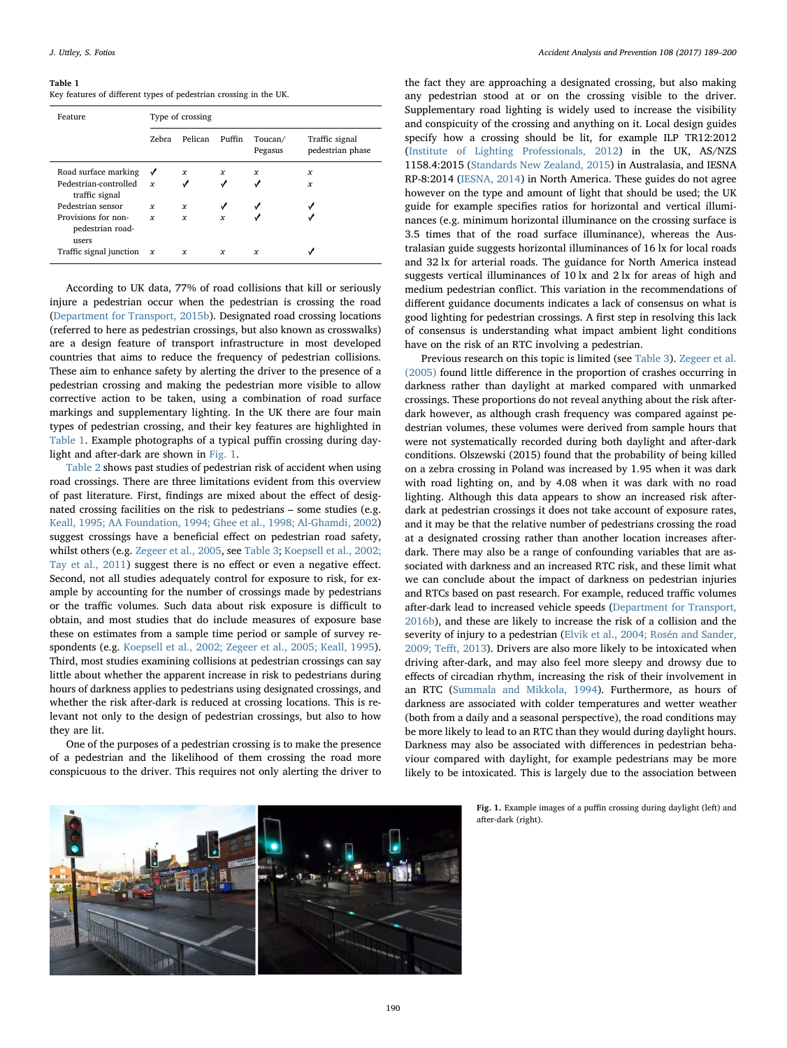**Table 1**
Key features of different types of pedestrian crossing in the UK.

| Feature | Type of crossing | | | | |
|---|---|---|---|---|---|
| | Zebra | Pelican | Puffin | Toucan/ Pegasus | Traffic signal pedestrian phase |
| Road surface marking | ✓ | x | x | x | x |
| Pedestrian-controlled traffic signal | x | ✓ | ✓ | ✓ | x |
| Pedestrian sensor | x | x | ✓ | ✓ | ✓ |
| Provisions for non-pedestrian road-users | x | x | x | ✓ | ✓ |
| Traffic signal junction | x | x | x | x | ✓ |

According to UK data, 77% of road collisions that kill or seriously injure a pedestrian occur when the pedestrian is crossing the road (Department for Transport, 2015b). Designated road crossing locations (referred to here as pedestrian crossings, but also known as crosswalks) are a design feature of transport infrastructure in most developed countries that aims to reduce the frequency of pedestrian collisions. These aim to enhance safety by alerting the driver to the presence of a pedestrian crossing and making the pedestrian more visible to allow corrective action to be taken, using a combination of road surface markings and supplementary lighting. In the UK there are four main types of pedestrian crossing, and their key features are highlighted in Table 1. Example photographs of a typical puffin crossing during daylight and after-dark are shown in Fig. 1.

Table 2 shows past studies of pedestrian risk of accident when using road crossings. There are three limitations evident from this overview of past literature. First, findings are mixed about the effect of designated crossing facilities on the risk to pedestrians – some studies (e.g. Keall, 1995; AA Foundation, 1994; Ghee et al., 1998; Al-Ghamdi, 2002) suggest crossings have a beneficial effect on pedestrian road safety, whilst others (e.g. Zegeer et al., 2005, see Table 3; Koepsell et al., 2002; Tay et al., 2011) suggest there is no effect or even a negative effect. Second, not all studies adequately control for exposure to risk, for example by accounting for the number of crossings made by pedestrians or the traffic volumes. Such data about risk exposure is difficult to obtain, and most studies that do include measures of exposure base these on estimates from a sample time period or sample of survey respondents (e.g. Koepsell et al., 2002; Zegeer et al., 2005; Keall, 1995). Third, most studies examining collisions at pedestrian crossings can say little about whether the apparent increase in risk to pedestrians during hours of darkness applies to pedestrians using designated crossings, and whether the risk after-dark is reduced at crossing locations. This is relevant not only to the design of pedestrian crossings, but also to how they are lit.

One of the purposes of a pedestrian crossing is to make the presence of a pedestrian and the likelihood of them crossing the road more conspicuous to the driver. This requires not only alerting the driver to the fact they are approaching a designated crossing, but also making any pedestrian stood at or on the crossing visible to the driver. Supplementary road lighting is widely used to increase the visibility and conspicuity of the crossing and anything on it. Local design guides specify how a crossing should be lit, for example ILP TR12:2012 (Institute of Lighting Professionals, 2012) in the UK, AS/NZS 1158.4:2015 (Standards New Zealand, 2015) in Australasia, and IESNA RP-8:2014 (IESNA, 2014) in North America. These guides do not agree however on the type and amount of light that should be used; the UK guide for example specifies ratios for horizontal and vertical illuminances (e.g. minimum horizontal illuminance on the crossing surface is 3.5 times that of the road surface illuminance), whereas the Australasian guide suggests horizontal illuminances of 16 lx for local roads and 32 lx for arterial roads. The guidance for North America instead suggests vertical illuminances of 10 lx and 2 lx for areas of high and medium pedestrian conflict. This variation in the recommendations of different guidance documents indicates a lack of consensus on what is good lighting for pedestrian crossings. A first step in resolving this lack of consensus is understanding what impact ambient light conditions have on the risk of an RTC involving a pedestrian.

Previous research on this topic is limited (see Table 3). Zegeer et al. (2005) found little difference in the proportion of crashes occurring in darkness rather than daylight at marked compared with unmarked crossings. These proportions do not reveal anything about the risk after-dark however, as although crash frequency was compared against pedestrian volumes, these volumes were derived from sample hours that were not systematically recorded during both daylight and after-dark conditions. Olszewski (2015) found that the probability of being killed on a zebra crossing in Poland was increased by 1.95 when it was dark with road lighting on, and by 4.08 when it was dark with no road lighting. Although this data appears to show an increased risk after-dark at pedestrian crossings it does not take account of exposure rates, and it may be that the relative number of pedestrians crossing the road at a designated crossing rather than another location increases after-dark. There may also be a range of confounding variables that are associated with darkness and an increased RTC risk, and these limit what we can conclude about the impact of darkness on pedestrian injuries and RTCs based on past research. For example, reduced traffic volumes after-dark lead to increased vehicle speeds (Department for Transport, 2016b), and these are likely to increase the risk of a collision and the severity of injury to a pedestrian (Elvik et al., 2004; Rosén and Sander, 2009; Tefft, 2013). Drivers are also more likely to be intoxicated when driving after-dark, and may also feel more sleepy and drowsy due to effects of circadian rhythm, increasing the risk of their involvement in an RTC (Summala and Mikkola, 1994). Furthermore, as hours of darkness are associated with colder temperatures and wetter weather (both from a daily and a seasonal perspective), the road conditions may be more likely to lead to an RTC than they would during daylight hours. Darkness may also be associated with differences in pedestrian behaviour compared with daylight, for example pedestrians may be more likely to be intoxicated. This is largely due to the association between

**Fig. 1.** Example images of a puffin crossing during daylight (left) and after-dark (right).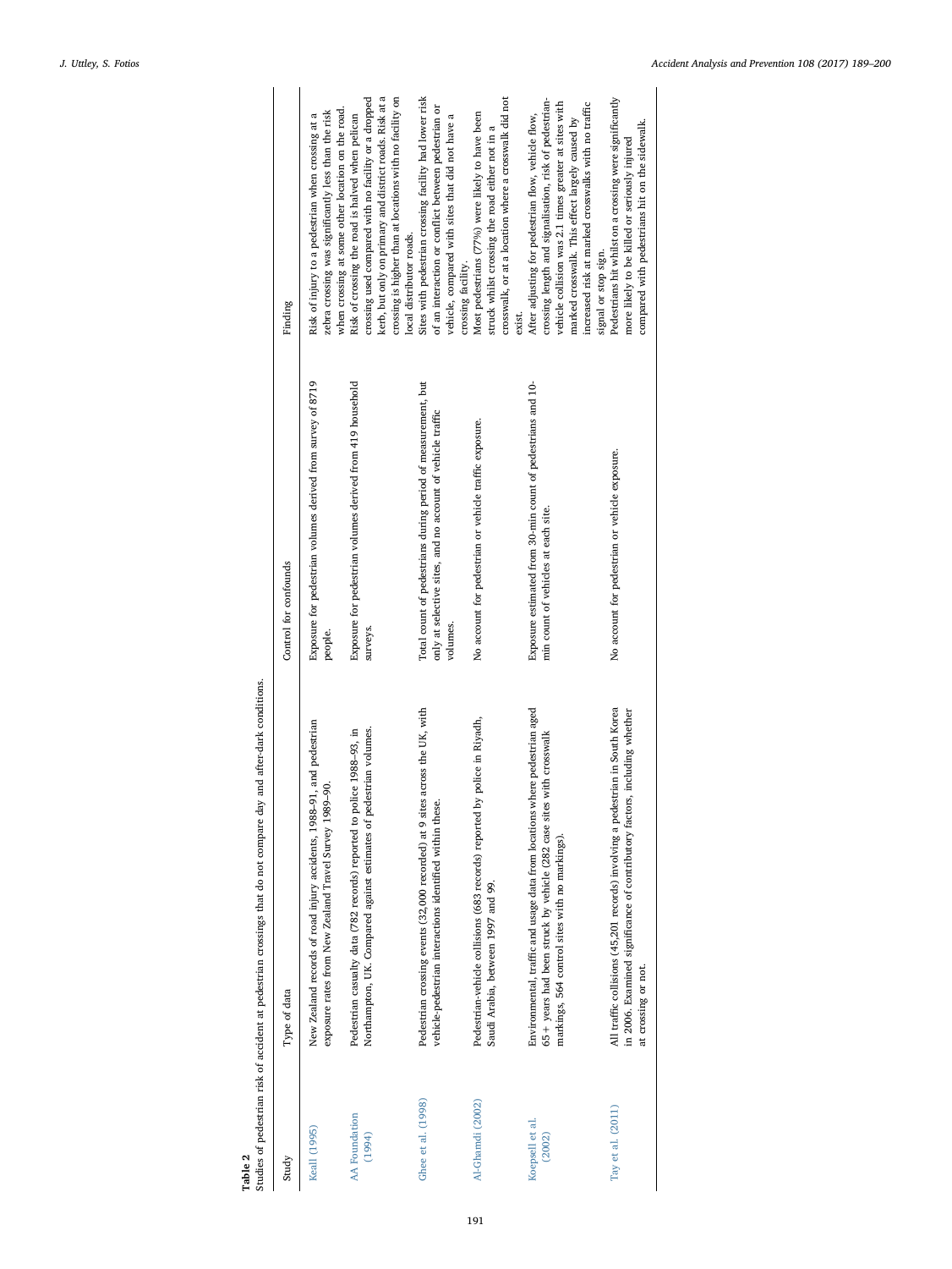**Table 2**
Studies of pedestrian risk of accident at pedestrian crossings that do not compare day and after-dark conditions.

| Study | Type of data | Control for confounds | Finding |
|---|---|---|---|
| Keall (1995) | New Zealand records of road injury accidents, 1988–91, and pedestrian exposure rates from New Zealand Travel Survey 1989–90. | Exposure for pedestrian volumes derived from survey of 8719 people. | Risk of injury to a pedestrian when crossing at a zebra crossing was significantly less than the risk when crossing at some other location on the road. |
| AA Foundation (1994) | Pedestrian casualty data (782 records) reported to police 1988–93, in Northampton, UK. Compared against estimates of pedestrian volumes. | Exposure for pedestrian volumes derived from 419 household surveys. | Risk of crossing the road is halved when pelican crossing used compared with no facility or a dropped kerb, but only on primary and district roads. Risk at a crossing is higher than at locations with no facility on local distributor roads. |
| Ghee et al. (1998) | Pedestrian crossing events (32,000 recorded) at 9 sites across the UK, with vehicle-pedestrian interactions identified within these. | Total count of pedestrians during period of measurement, but only at selective sites, and no account of vehicle traffic volumes. | Sites with pedestrian crossing facility had lower risk of an interaction or conflict between pedestrian or vehicle, compared with sites that did not have a crossing facility. |
| Al-Ghamdi (2002) | Pedestrian-vehicle collisions (683 records) reported by police in Riyadh, Saudi Arabia, between 1997 and 99. | No account for pedestrian or vehicle traffic exposure. | Most pedestrians (77%) were likely to have been struck whilst crossing the road either not in a crosswalk, or at a location where a crosswalk did not exist. |
| Koepsell et al. (2002) | Environmental, traffic and usage data from locations where pedestrian aged 65 + years had been struck by vehicle (282 case sites with crosswalk markings, 564 control sites with no markings). | Exposure estimated from 30-min count of pedestrians and 10-min count of vehicles at each site. | After adjusting for pedestrian flow, vehicle flow, crossing length and signalisation, risk of pedestrian-vehicle collision was 2.1 times greater at sites with marked crosswalk. This effect largely caused by increased risk at marked crosswalks with no traffic signal or stop sign. |
| Tay et al. (2011) | All traffic collisions (45,201 records) involving a pedestrian in South Korea in 2006. Examined significance of contributory factors, including whether at crossing or not. | No account for pedestrian or vehicle exposure. | Pedestrians hit whilst on a crossing were significantly more likely to be killed or seriously injured compared with pedestrians hit on the sidewalk. |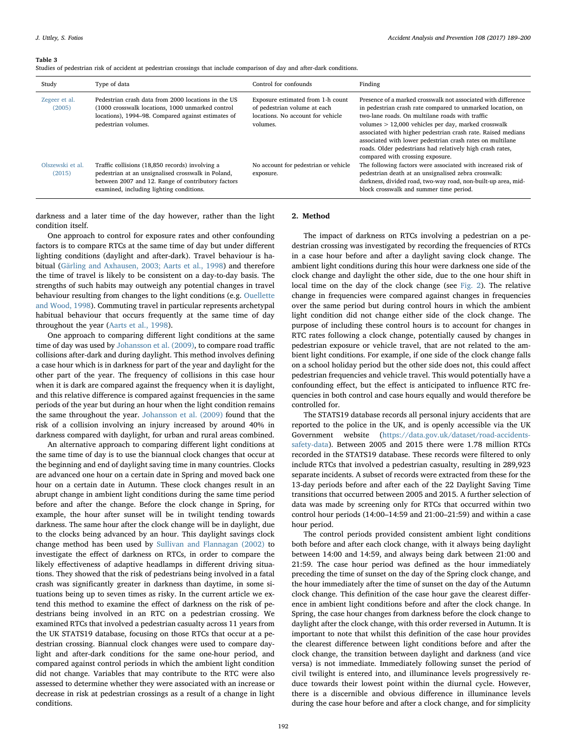**Table 3**
Studies of pedestrian risk of accident at pedestrian crossings that include comparison of day and after-dark conditions.

| Study | Type of data | Control for confounds | Finding |
|---|---|---|---|
| Zegeer et al. (2005) | Pedestrian crash data from 2000 locations in the US (1000 crosswalk locations, 1000 unmarked control locations), 1994–98. Compared against estimates of pedestrian volumes. | Exposure estimated from 1-h count of pedestrian volume at each locations. No account for vehicle volumes. | Presence of a marked crosswalk not associated with difference in pedestrian crash rate compared to unmarked location, on two-lane roads. On multilane roads with traffic volumes > 12,000 vehicles per day, marked crosswalk associated with higher pedestrian crash rate. Raised medians associated with lower pedestrian crash rates on multilane roads. Older pedestrians had relatively high crash rates, compared with crossing exposure. |
| Olszewski et al. (2015) | Traffic collisions (18,850 records) involving a pedestrian at an unsignalised crosswalk in Poland, between 2007 and 12. Range of contributory factors examined, including lighting conditions. | No account for pedestrian or vehicle exposure. | The following factors were associated with increased risk of pedestrian death at an unsignalised zebra crosswalk: darkness, divided road, two-way road, non-built-up area, mid-block crosswalk and summer time period. |

darkness and a later time of the day however, rather than the light condition itself.

One approach to control for exposure rates and other confounding factors is to compare RTCs at the same time of day but under different lighting conditions (daylight and after-dark). Travel behaviour is habitual (Gärling and Axhausen, 2003; Aarts et al., 1998) and therefore the time of travel is likely to be consistent on a day-to-day basis. The strengths of such habits may outweigh any potential changes in travel behaviour resulting from changes to the light conditions (e.g. Ouellette and Wood, 1998). Commuting travel in particular represents archetypal habitual behaviour that occurs frequently at the same time of day throughout the year (Aarts et al., 1998).

One approach to comparing different light conditions at the same time of day was used by Johansson et al. (2009), to compare road traffic collisions after-dark and during daylight. This method involves defining a case hour which is in darkness for part of the year and daylight for the other part of the year. The frequency of collisions in this case hour when it is dark are compared against the frequency when it is daylight, and this relative difference is compared against frequencies in the same periods of the year but during an hour when the light condition remains the same throughout the year. Johansson et al. (2009) found that the risk of a collision involving an injury increased by around 40% in darkness compared with daylight, for urban and rural areas combined.

An alternative approach to comparing different light conditions at the same time of day is to use the biannual clock changes that occur at the beginning and end of daylight saving time in many countries. Clocks are advanced one hour on a certain date in Spring and moved back one hour on a certain date in Autumn. These clock changes result in an abrupt change in ambient light conditions during the same time period before and after the change. Before the clock change in Spring, for example, the hour after sunset will be in twilight tending towards darkness. The same hour after the clock change will be in daylight, due to the clocks being advanced by an hour. This daylight savings clock change method has been used by Sullivan and Flannagan (2002) to investigate the effect of darkness on RTCs, in order to compare the likely effectiveness of adaptive headlamps in different driving situations. They showed that the risk of pedestrians being involved in a fatal crash was significantly greater in darkness than daytime, in some situations being up to seven times as risky. In the current article we extend this method to examine the effect of darkness on the risk of pedestrians being involved in an RTC on a pedestrian crossing. We examined RTCs that involved a pedestrian casualty across 11 years from the UK STATS19 database, focusing on those RTCs that occur at a pedestrian crossing. Biannual clock changes were used to compare daylight and after-dark conditions for the same one-hour period, and compared against control periods in which the ambient light condition did not change. Variables that may contribute to the RTC were also assessed to determine whether they were associated with an increase or decrease in risk at pedestrian crossings as a result of a change in light conditions.

## 2. Method

The impact of darkness on RTCs involving a pedestrian on a pedestrian crossing was investigated by recording the frequencies of RTCs in a case hour before and after a daylight saving clock change. The ambient light conditions during this hour were darkness one side of the clock change and daylight the other side, due to the one hour shift in local time on the day of the clock change (see Fig. 2). The relative change in frequencies were compared against changes in frequencies over the same period but during control hours in which the ambient light condition did not change either side of the clock change. The purpose of including these control hours is to account for changes in RTC rates following a clock change, potentially caused by changes in pedestrian exposure or vehicle travel, that are not related to the ambient light conditions. For example, if one side of the clock change falls on a school holiday period but the other side does not, this could affect pedestrian frequencies and vehicle travel. This would potentially have a confounding effect, but the effect is anticipated to influence RTC frequencies in both control and case hours equally and would therefore be controlled for.

The STATS19 database records all personal injury accidents that are reported to the police in the UK, and is openly accessible via the UK Government website (https://data.gov.uk/dataset/road-accidents-safety-data). Between 2005 and 2015 there were 1.78 million RTCs recorded in the STATS19 database. These records were filtered to only include RTCs that involved a pedestrian casualty, resulting in 289,923 separate incidents. A subset of records were extracted from these for the 13-day periods before and after each of the 22 Daylight Saving Time transitions that occurred between 2005 and 2015. A further selection of data was made by screening only for RTCs that occurred within two control hour periods (14:00–14:59 and 21:00–21:59) and within a case hour period.

The control periods provided consistent ambient light conditions both before and after each clock change, with it always being daylight between 14:00 and 14:59, and always being dark between 21:00 and 21:59. The case hour period was defined as the hour immediately preceding the time of sunset on the day of the Spring clock change, and the hour immediately after the time of sunset on the day of the Autumn clock change. This definition of the case hour gave the clearest difference in ambient light conditions before and after the clock change. In Spring, the case hour changes from darkness before the clock change to daylight after the clock change, with this order reversed in Autumn. It is important to note that whilst this definition of the case hour provides the clearest difference between light conditions before and after the clock change, the transition between daylight and darkness (and vice versa) is not immediate. Immediately following sunset the period of civil twilight is entered into, and illuminance levels progressively reduce towards their lowest point within the diurnal cycle. However, there is a discernible and obvious difference in illuminance levels during the case hour before and after a clock change, and for simplicity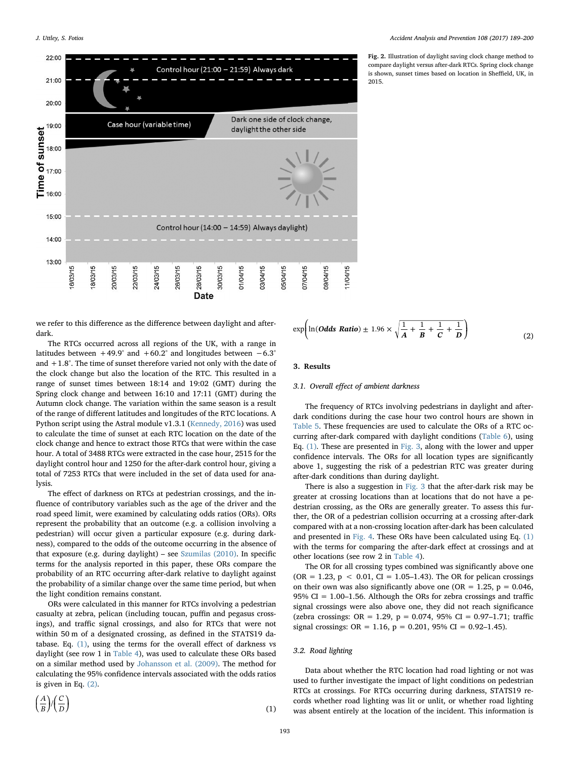Fig. 2. Illustration of daylight saving clock change method to compare daylight versus after-dark RTCs. Spring clock change is shown, sunset times based on location in Sheffield, UK, in 2015.

we refer to this difference as the difference between daylight and after-dark.

The RTCs occurred across all regions of the UK, with a range in latitudes between +49.9° and +60.2° and longitudes between −6.3° and +1.8°. The time of sunset therefore varied not only with the date of the clock change but also the location of the RTC. This resulted in a range of sunset times between 18:14 and 19:02 (GMT) during the Spring clock change and between 16:10 and 17:11 (GMT) during the Autumn clock change. The variation within the same season is a result of the range of different latitudes and longitudes of the RTC locations. A Python script using the Astral module v1.3.1 (Kennedy, 2016) was used to calculate the time of sunset at each RTC location on the date of the clock change and hence to extract those RTCs that were within the case hour. A total of 3488 RTCs were extracted in the case hour, 2515 for the daylight control hour and 1250 for the after-dark control hour, giving a total of 7253 RTCs that were included in the set of data used for analysis.

The effect of darkness on RTCs at pedestrian crossings, and the influence of contributory variables such as the age of the driver and the road speed limit, were examined by calculating odds ratios (ORs). ORs represent the probability that an outcome (e.g. a collision involving a pedestrian) will occur given a particular exposure (e.g. during darkness), compared to the odds of the outcome occurring in the absence of that exposure (e.g. during daylight) – see Szumilas (2010). In specific terms for the analysis reported in this paper, these ORs compare the probability of an RTC occurring after-dark relative to daylight against the probability of a similar change over the same time period, but when the light condition remains constant.

ORs were calculated in this manner for RTCs involving a pedestrian casualty at zebra, pelican (including toucan, puffin and pegasus crossings), and traffic signal crossings, and also for RTCs that were not within 50 m of a designated crossing, as defined in the STATS19 database. Eq. (1), using the terms for the overall effect of darkness vs daylight (see row 1 in Table 4), was used to calculate these ORs based on a similar method used by Johansson et al. (2009). The method for calculating the 95% confidence intervals associated with the odds ratios is given in Eq. (2).

$$\left(\frac{A}{B}\right) / \left(\frac{C}{D}\right) \tag{1}$$

$$\exp\left(\ln(\textit{Odds Ratio}) \pm 1.96 \times \sqrt{\frac{1}{A} + \frac{1}{B} + \frac{1}{C} + \frac{1}{D}}\right) \tag{2}$$

## 3. Results

### 3.1. Overall effect of ambient darkness

The frequency of RTCs involving pedestrians in daylight and after-dark conditions during the case hour but two control hours are shown in Table 5. These frequencies are used to calculate the ORs of a RTC occurring after-dark compared with daylight conditions (Table 6), using Eq. (1). These are presented in Fig. 3, along with the lower and upper confidence intervals. The ORs for all location types are significantly above 1, suggesting the risk of a pedestrian RTC was greater during after-dark conditions than during daylight.

There is also a suggestion in Fig. 3 that the after-dark risk may be greater at crossing locations than at locations that do not have a pedestrian crossing, as the ORs are generally greater. To assess this further, the OR of a pedestrian collision occurring at a crossing after-dark compared with at a non-crossing location after-dark has been calculated and presented in Fig. 4. These ORs have been calculated using Eq. (1) with the terms for comparing the after-dark effect at crossings and at other locations (see row 2 in Table 4).

The OR for all crossing types combined was significantly above one (OR = 1.23, $p < 0.01$, CI = 1.05–1.43). The OR for pelican crossings on their own was also significantly above one (OR = 1.25, p = 0.046, 95% CI = 1.00–1.56. Although the ORs for zebra crossings and traffic signal crossings were also above one, they did not reach significance (zebra crossings: OR = 1.29, p = 0.074, 95% CI = 0.97–1.71; traffic signal crossings: OR = 1.16, p = 0.201, 95% CI = 0.92–1.45).

### 3.2. Road lighting

Data about whether the RTC location had road lighting or not was used to further investigate the impact of light conditions on pedestrian RTCs at crossings. For RTCs occurring during darkness, STATS19 records whether road lighting was lit or unlit, or whether road lighting was absent entirely at the location of the incident. This information is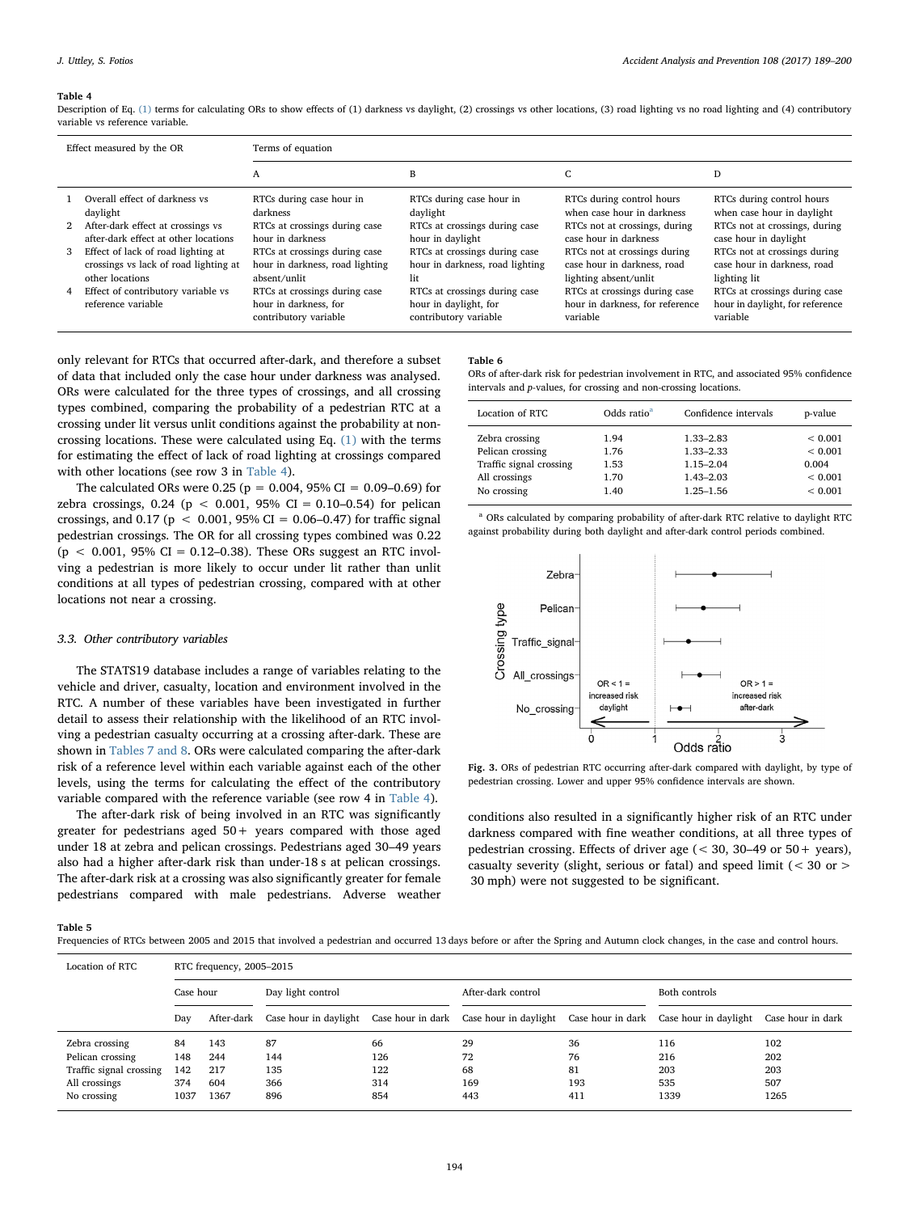**Table 4**

Description of Eq. (1) terms for calculating ORs to show effects of (1) darkness vs daylight, (2) crossings vs other locations, (3) road lighting vs no road lighting and (4) contributory variable vs reference variable.

| | Effect measured by the OR | Terms of equation | | | |
|---|---|---|---|---|---|
| | | A | B | C | D |
| 1 | Overall effect of darkness vs daylight | RTCs during case hour in darkness | RTCs during case hour in daylight | RTCs during control hours when case hour in darkness | RTCs during control hours when case hour in daylight |
| 2 | After-dark effect at crossings vs after-dark effect at other locations | RTCs at crossings during case hour in darkness | RTCs at crossings during case hour in daylight | RTCs not at crossings, during case hour in darkness | RTCs not at crossings, during case hour in daylight |
| 3 | Effect of lack of road lighting at crossings vs lack of road lighting at other locations | RTCs at crossings during case hour in darkness, road lighting absent/unlit | RTCs at crossings during case hour in darkness, road lighting lit | RTCs not at crossings during case hour in darkness, road lighting absent/unlit | RTCs not at crossings during case hour in darkness, road lighting lit |
| 4 | Effect of contributory variable vs reference variable | RTCs at crossings during case hour in darkness, for contributory variable | RTCs at crossings during case hour in daylight, for contributory variable | RTCs at crossings during case hour in darkness, for reference variable | RTCs at crossings during case hour in daylight, for reference variable |

only relevant for RTCs that occurred after-dark, and therefore a subset of data that included only the case hour under darkness was analysed. ORs were calculated for the three types of crossings, and all crossing types combined, comparing the probability of a pedestrian RTC at a crossing under lit versus unlit conditions against the probability at non-crossing locations. These were calculated using Eq. (1) with the terms for estimating the effect of lack of road lighting at crossings compared with other locations (see row 3 in Table 4).

The calculated ORs were 0.25 ($p = 0.004$, 95% CI = 0.09–0.69) for zebra crossings, 0.24 ($p < 0.001$, 95% CI = 0.10–0.54) for pelican crossings, and 0.17 ($p < 0.001$, 95% CI = 0.06–0.47) for traffic signal pedestrian crossings. The OR for all crossing types combined was 0.22 ($p < 0.001$, 95% CI = 0.12–0.38). These ORs suggest an RTC involving a pedestrian is more likely to occur under lit rather than unlit conditions at all types of pedestrian crossing, compared with at other locations not near a crossing.

### 3.3. Other contributory variables

The STATS19 database includes a range of variables relating to the vehicle and driver, casualty, location and environment involved in the RTC. A number of these variables have been investigated in further detail to assess their relationship with the likelihood of an RTC involving a pedestrian casualty occurring at a crossing after-dark. These are shown in Tables 7 and 8. ORs were calculated comparing the after-dark risk of a reference level within each variable against each of the other levels, using the terms for calculating the effect of the contributory variable compared with the reference variable (see row 4 in Table 4).

The after-dark risk of being involved in an RTC was significantly greater for pedestrians aged 50+ years compared with those aged under 18 at zebra and pelican crossings. Pedestrians aged 30–49 years also had a higher after-dark risk than under-18 s at pelican crossings. The after-dark risk at a crossing was also significantly greater for female pedestrians compared with male pedestrians. Adverse weather conditions also resulted in a significantly higher risk of an RTC under darkness compared with fine weather conditions, at all three types of pedestrian crossing. Effects of driver age (< 30, 30–49 or 50+ years), casualty severity (slight, serious or fatal) and speed limit (< 30 or > 30 mph) were not suggested to be significant.

**Table 6**

ORs of after-dark risk for pedestrian involvement in RTC, and associated 95% confidence intervals and p-values, for crossing and non-crossing locations.

| Location of RTC | Odds ratio[a] | Confidence intervals | p-value |
|---|---|---|---|
| Zebra crossing | 1.94 | 1.33–2.83 | < 0.001 |
| Pelican crossing | 1.76 | 1.33–2.33 | < 0.001 |
| Traffic signal crossing | 1.53 | 1.15–2.04 | 0.004 |
| All crossings | 1.70 | 1.43–2.03 | < 0.001 |
| No crossing | 1.40 | 1.25–1.56 | < 0.001 |

[a] ORs calculated by comparing probability of after-dark RTC relative to daylight RTC against probability during both daylight and after-dark control periods combined.

**Fig. 3.** ORs of pedestrian RTC occurring after-dark compared with daylight, by type of pedestrian crossing. Lower and upper 95% confidence intervals are shown.

**Table 5**

Frequencies of RTCs between 2005 and 2015 that involved a pedestrian and occurred 13 days before or after the Spring and Autumn clock changes, in the case and control hours.

| Location of RTC | RTC frequency, 2005–2015 | | | | | | | |
|---|---|---|---|---|---|---|---|---|
| | Case hour | | Day light control | | After-dark control | | Both controls | |
| | Day | After-dark | Case hour in daylight | Case hour in dark | Case hour in daylight | Case hour in dark | Case hour in daylight | Case hour in dark |
| Zebra crossing | 84 | 143 | 87 | 66 | 29 | 36 | 116 | 102 |
| Pelican crossing | 148 | 244 | 144 | 126 | 72 | 76 | 216 | 202 |
| Traffic signal crossing | 142 | 217 | 135 | 122 | 68 | 81 | 203 | 203 |
| All crossings | 374 | 604 | 366 | 314 | 169 | 193 | 535 | 507 |
| No crossing | 1037 | 1367 | 896 | 854 | 443 | 411 | 1339 | 1265 |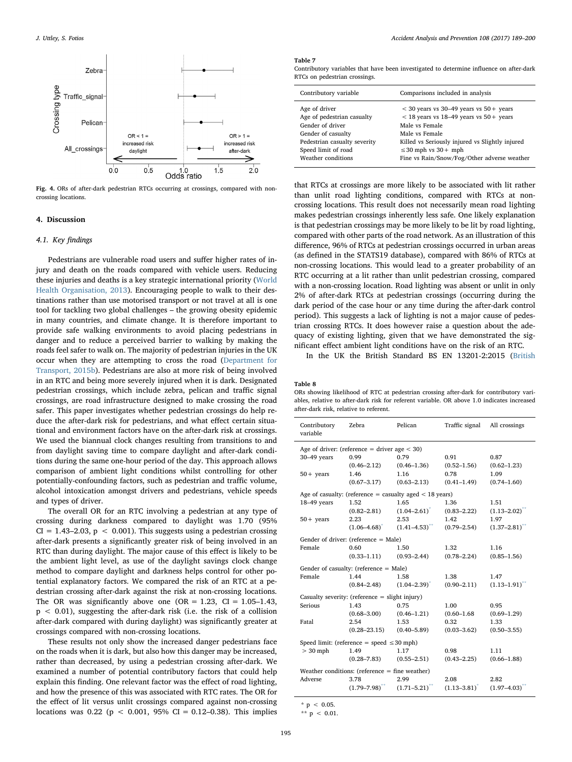Fig. 4. ORs of after-dark pedestrian RTCs occurring at crossings, compared with non-crossing locations.

## 4. Discussion

### 4.1. Key findings

Pedestrians are vulnerable road users and suffer higher rates of injury and death on the roads compared with vehicle users. Reducing these injuries and deaths is a key strategic international priority (World Health Organisation, 2013). Encouraging people to walk to their destinations rather than use motorised transport or not travel at all is one tool for tackling two global challenges – the growing obesity epidemic in many countries, and climate change. It is therefore important to provide safe walking environments to avoid placing pedestrians in danger and to reduce a perceived barrier to walking by making the roads feel safer to walk on. The majority of pedestrian injuries in the UK occur when they are attempting to cross the road (Department for Transport, 2015b). Pedestrians are also at more risk of being involved in an RTC and being more severely injured when it is dark. Designated pedestrian crossings, which include zebra, pelican and traffic signal crossings, are road infrastructure designed to make crossing the road safer. This paper investigates whether pedestrian crossings do help reduce the after-dark risk for pedestrians, and what effect certain situational and environment factors have on the after-dark risk at crossings. We used the biannual clock changes resulting from transitions to and from daylight saving time to compare daylight and after-dark conditions during the same one-hour period of the day. This approach allows comparison of ambient light conditions whilst controlling for other potentially-confounding factors, such as pedestrian and traffic volume, alcohol intoxication amongst drivers and pedestrians, vehicle speeds and types of driver.

The overall OR for an RTC involving a pedestrian at any type of crossing during darkness compared to daylight was 1.70 (95% CI = 1.43–2.03, $p < 0.001$). This suggests using a pedestrian crossing after-dark presents a significantly greater risk of being involved in an RTC than during daylight. The major cause of this effect is likely to be the ambient light level, as use of the daylight savings clock change method to compare daylight and darkness helps control for other potential explanatory factors. We compared the risk of an RTC at a pedestrian crossing after-dark against the risk at non-crossing locations. The OR was significantly above one (OR = 1.23, CI = 1.05–1.43, $p < 0.01$), suggesting the after-dark risk (i.e. the risk of a collision after-dark compared with during daylight) was significantly greater at crossings compared with non-crossing locations.

These results not only show the increased danger pedestrians face on the roads when it is dark, but also how this danger may be increased, rather than decreased, by using a pedestrian crossing after-dark. We examined a number of potential contributory factors that could help explain this finding. One relevant factor was the effect of road lighting, and how the presence of this was associated with RTC rates. The OR for the effect of lit versus unlit crossings compared against non-crossing locations was 0.22 ($p < 0.001$, 95% CI = 0.12–0.38). This implies that RTCs at crossings are more likely to be associated with lit rather than unlit road lighting conditions, compared with RTCs at non-crossing locations. This result does not necessarily mean road lighting makes pedestrian crossings inherently less safe. One likely explanation is that pedestrian crossings may be more likely to be lit by road lighting, compared with other parts of the road network. As an illustration of this difference, 96% of RTCs at pedestrian crossings occurred in urban areas (as defined in the STATS19 database), compared with 86% of RTCs at non-crossing locations. This would lead to a greater probability of an RTC occurring at a lit rather than unlit pedestrian crossing, compared with a non-crossing location. Road lighting was absent or unlit in only 2% of after-dark RTCs at pedestrian crossings (occurring during the dark period of the case hour or any time during the after-dark control period). This suggests a lack of lighting is not a major cause of pedestrian crossing RTCs. It does however raise a question about the adequacy of existing lighting, given that we have demonstrated the significant effect ambient light conditions have on the risk of an RTC.

In the UK the British Standard BS EN 13201-2:2015 (British

**Table 7**
Contributory variables that have been investigated to determine influence on after-dark RTCs on pedestrian crossings.

| Contributory variable | Comparisons included in analysis |
|---|---|
| Age of driver | < 30 years vs 30–49 years vs 50+ years |
| Age of pedestrian casualty | < 18 years vs 18–49 years vs 50+ years |
| Gender of driver | Male vs Female |
| Gender of casualty | Male vs Female |
| Pedestrian casualty severity | Killed vs Seriously injured vs Slightly injured |
| Speed limit of road | ≤30 mph vs 30+ mph |
| Weather conditions | Fine vs Rain/Snow/Fog/Other adverse weather |

**Table 8**
ORs showing likelihood of RTC at pedestrian crossing after-dark for contributory variables, relative to after-dark risk for referent variable. OR above 1.0 indicates increased after-dark risk, relative to referent.

| Contributory variable | Zebra | Pelican | Traffic signal | All crossings |
|---|---|---|---|---|
| Age of driver: (reference = driver age < 30) | | | | |
| 30–49 years | 0.99 (0.46–2.12) | 0.79 (0.46–1.36) | 0.91 (0.52–1.56) | 0.87 (0.62–1.23) |
| 50+ years | 1.46 (0.67–3.17) | 1.16 (0.63–2.13) | 0.78 (0.41–1.49) | 1.09 (0.74–1.60) |
| Age of casualty: (reference = casualty aged < 18 years) | | | | |
| 18–49 years | 1.52 (0.82–2.81) | 1.65 (1.04–2.61)* | 1.36 (0.83–2.22) | 1.51 (1.13–2.02)** |
| 50+ years | 2.23 (1.06–4.68)* | 2.53 (1.41–4.53)** | 1.42 (0.79–2.54) | 1.97 (1.37–2.81)** |
| Gender of driver: (reference = Male) | | | | |
| Female | 0.60 (0.33–1.11) | 1.50 (0.93–2.44) | 1.32 (0.78–2.24) | 1.16 (0.85–1.56) |
| Gender of casualty: (reference = Male) | | | | |
| Female | 1.44 (0.84–2.48) | 1.58 (1.04–2.39)* | 1.38 (0.90–2.11) | 1.47 (1.13–1.91)** |
| Casualty severity: (reference = slight injury) | | | | |
| Serious | 1.43 (0.68–3.00) | 0.75 (0.46–1.21) | 1.00 (0.60–1.68) | 0.95 (0.69–1.29) |
| Fatal | 2.54 (0.28–23.15) | 1.53 (0.40–5.89) | 0.32 (0.03–3.62) | 1.33 (0.50–3.55) |
| Speed limit: (reference = speed ≤30 mph) | | | | |
| > 30 mph | 1.49 (0.28–7.83) | 1.17 (0.55–2.51) | 0.98 (0.43–2.25) | 1.11 (0.66–1.88) |
| Weather conditions: (reference = fine weather) | | | | |
| Adverse | 3.78 (1.79–7.98)** | 2.99 (1.71–5.21)** | 2.08 (1.13–3.81)* | 2.82 (1.97–4.03)** |

\* $p < 0.05$.
\*\* $p < 0.01$.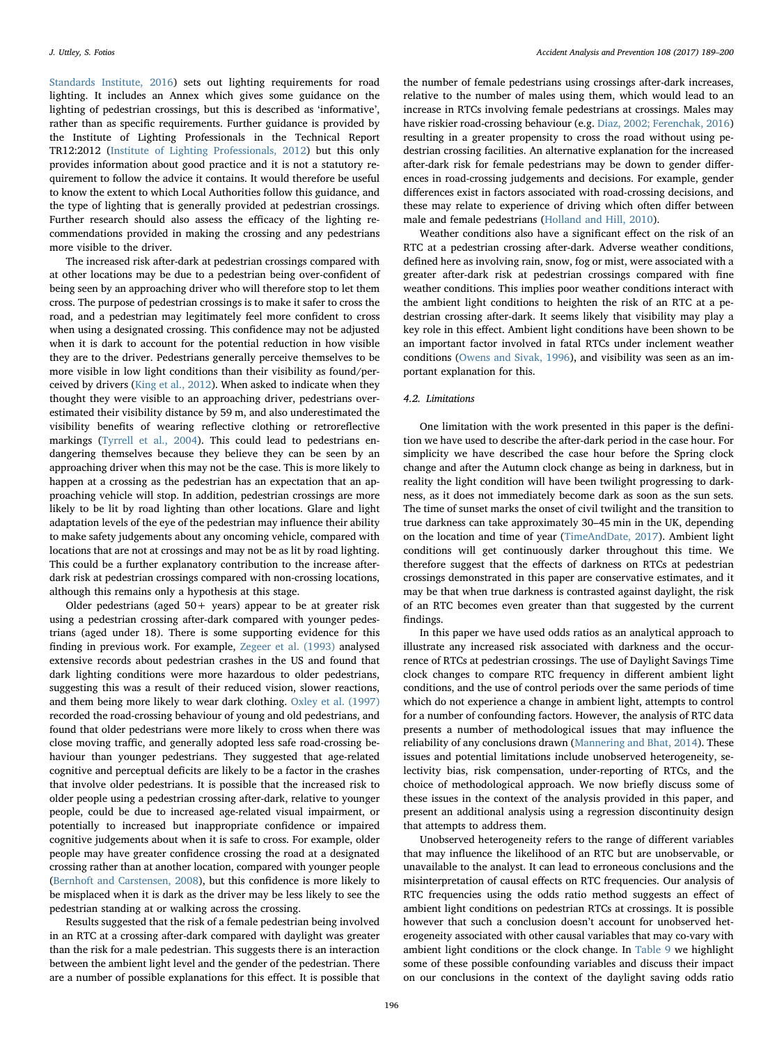Standards Institute, 2016) sets out lighting requirements for road lighting. It includes an Annex which gives some guidance on the lighting of pedestrian crossings, but this is described as 'informative', rather than as specific requirements. Further guidance is provided by the Institute of Lighting Professionals in the Technical Report TR12:2012 (Institute of Lighting Professionals, 2012) but this only provides information about good practice and it is not a statutory requirement to follow the advice it contains. It would therefore be useful to know the extent to which Local Authorities follow this guidance, and the type of lighting that is generally provided at pedestrian crossings. Further research should also assess the efficacy of the lighting recommendations provided in making the crossing and any pedestrians more visible to the driver.

The increased risk after-dark at pedestrian crossings compared with at other locations may be due to a pedestrian being over-confident of being seen by an approaching driver who will therefore stop to let them cross. The purpose of pedestrian crossings is to make it safer to cross the road, and a pedestrian may legitimately feel more confident to cross when using a designated crossing. This confidence may not be adjusted when it is dark to account for the potential reduction in how visible they are to the driver. Pedestrians generally perceive themselves to be more visible in low light conditions than their visibility as found/perceived by drivers (King et al., 2012). When asked to indicate when they thought they were visible to an approaching driver, pedestrians overestimated their visibility distance by 59 m, and also underestimated the visibility benefits of wearing reflective clothing or retroreflective markings (Tyrrell et al., 2004). This could lead to pedestrians endangering themselves because they believe they can be seen by an approaching driver when this may not be the case. This is more likely to happen at a crossing as the pedestrian has an expectation that an approaching vehicle will stop. In addition, pedestrian crossings are more likely to be lit by road lighting than other locations. Glare and light adaptation levels of the eye of the pedestrian may influence their ability to make safety judgements about any oncoming vehicle, compared with locations that are not at crossings and may not be as lit by road lighting. This could be a further explanatory contribution to the increase after-dark risk at pedestrian crossings compared with non-crossing locations, although this remains only a hypothesis at this stage.

Older pedestrians (aged 50+ years) appear to be at greater risk using a pedestrian crossing after-dark compared with younger pedestrians (aged under 18). There is some supporting evidence for this finding in previous work. For example, Zegeer et al. (1993) analysed extensive records about pedestrian crashes in the US and found that dark lighting conditions were more hazardous to older pedestrians, suggesting this was a result of their reduced vision, slower reactions, and them being more likely to wear dark clothing. Oxley et al. (1997) recorded the road-crossing behaviour of young and old pedestrians, and found that older pedestrians were more likely to cross when there was close moving traffic, and generally adopted less safe road-crossing behaviour than younger pedestrians. They suggested that age-related cognitive and perceptual deficits are likely to be a factor in the crashes that involve older pedestrians. It is possible that the increased risk to older people using a pedestrian crossing after-dark, relative to younger people, could be due to increased age-related visual impairment, or potentially to increased but inappropriate confidence or impaired cognitive judgements about when it is safe to cross. For example, older people may have greater confidence crossing the road at a designated crossing rather than at another location, compared with younger people (Bernhoft and Carstensen, 2008), but this confidence is more likely to be misplaced when it is dark as the driver may be less likely to see the pedestrian standing at or walking across the crossing.

Results suggested that the risk of a female pedestrian being involved in an RTC at a crossing after-dark compared with daylight was greater than the risk for a male pedestrian. This suggests there is an interaction between the ambient light level and the gender of the pedestrian. There are a number of possible explanations for this effect. It is possible that the number of female pedestrians using crossings after-dark increases, relative to the number of males using them, which would lead to an increase in RTCs involving female pedestrians at crossings. Males may have riskier road-crossing behaviour (e.g. Diaz, 2002; Ferenchak, 2016) resulting in a greater propensity to cross the road without using pedestrian crossing facilities. An alternative explanation for the increased after-dark risk for female pedestrians may be down to gender differences in road-crossing judgements and decisions. For example, gender differences exist in factors associated with road-crossing decisions, and these may relate to experience of driving which often differ between male and female pedestrians (Holland and Hill, 2010).

Weather conditions also have a significant effect on the risk of an RTC at a pedestrian crossing after-dark. Adverse weather conditions, defined here as involving rain, snow, fog or mist, were associated with a greater after-dark risk at pedestrian crossings compared with fine weather conditions. This implies poor weather conditions interact with the ambient light conditions to heighten the risk of an RTC at a pedestrian crossing after-dark. It seems likely that visibility may play a key role in this effect. Ambient light conditions have been shown to be an important factor involved in fatal RTCs under inclement weather conditions (Owens and Sivak, 1996), and visibility was seen as an important explanation for this.

### 4.2. Limitations

One limitation with the work presented in this paper is the definition we have used to describe the after-dark period in the case hour. For simplicity we have described the case hour before the Spring clock change and after the Autumn clock change as being in darkness, but in reality the light condition will have been twilight progressing to darkness, as it does not immediately become dark as soon as the sun sets. The time of sunset marks the onset of civil twilight and the transition to true darkness can take approximately 30–45 min in the UK, depending on the location and time of year (TimeAndDate, 2017). Ambient light conditions will get continuously darker throughout this time. We therefore suggest that the effects of darkness on RTCs at pedestrian crossings demonstrated in this paper are conservative estimates, and it may be that when true darkness is contrasted against daylight, the risk of an RTC becomes even greater than that suggested by the current findings.

In this paper we have used odds ratios as an analytical approach to illustrate any increased risk associated with darkness and the occurrence of RTCs at pedestrian crossings. The use of Daylight Savings Time clock changes to compare RTC frequency in different ambient light conditions, and the use of control periods over the same periods of time which do not experience a change in ambient light, attempts to control for a number of confounding factors. However, the analysis of RTC data presents a number of methodological issues that may influence the reliability of any conclusions drawn (Mannering and Bhat, 2014). These issues and potential limitations include unobserved heterogeneity, selectivity bias, risk compensation, under-reporting of RTCs, and the choice of methodological approach. We now briefly discuss some of these issues in the context of the analysis provided in this paper, and present an additional analysis using a regression discontinuity design that attempts to address them.

Unobserved heterogeneity refers to the range of different variables that may influence the likelihood of an RTC but are unobservable, or unavailable to the analyst. It can lead to erroneous conclusions and the misinterpretation of causal effects on RTC frequencies. Our analysis of RTC frequencies using the odds ratio method suggests an effect of ambient light conditions on pedestrian RTCs at crossings. It is possible however that such a conclusion doesn't account for unobserved heterogeneity associated with other causal variables that may co-vary with ambient light conditions or the clock change. In Table 9 we highlight some of these possible confounding variables and discuss their impact on our conclusions in the context of the daylight saving odds ratio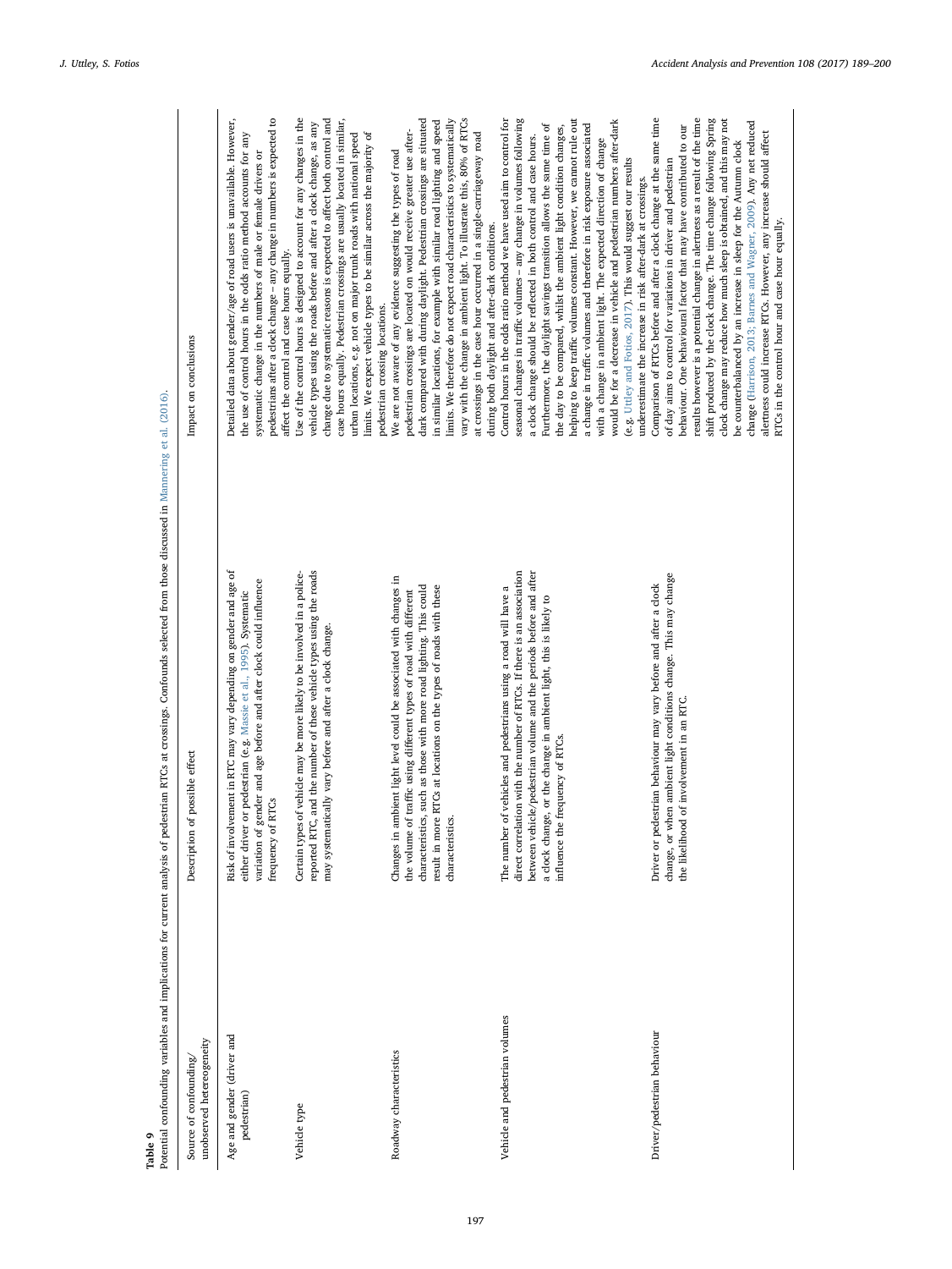**Table 9**
Potential confounding variables and implications for current analysis of pedestrian RTCs at crossings. Confounds selected from those discussed in Mannering et al. (2016).

| Source of confounding/ unobserved heterogeneity | Description of possible effect | Impact on conclusions |
|---|---|---|
| Age and gender (driver and pedestrian) | Risk of involvement in RTC may vary depending on gender and age of either driver or pedestrian (e.g. Massie et al., 1995). Systematic variation of gender and age before and after clock could influence frequency of RTCs | Detailed data about gender/age of road users is unavailable. However, the use of control hours in the odds ratio method accounts for any systematic change in the numbers of male or female drivers or pedestrians after a clock change – any change in numbers is expected to affect the control and case hours equally. |
| Vehicle type | Certain types of vehicle may be more likely to be involved in a police-reported RTC, and the number of these vehicle types using the roads may systematically vary before and after a clock change. | Use of the control hours is designed to account for any changes in the vehicle types using the roads before and after a clock change, as any change due to systematic reasons is expected to affect both control and case hours equally. Pedestrian crossings are usually located in similar, urban locations, e.g. not on major trunk roads with national speed limits. We expect vehicle types to be similar across the majority of pedestrian crossing locations. |
| Roadway characteristics | Changes in ambient light level could be associated with changes in the volume of traffic using different types of road with different characteristics, such as those with more road lighting. This could result in more RTCs at locations on the types of roads with these characteristics. | We are not aware of any evidence suggesting the types of road pedestrian crossings are located on would receive greater use after-dark compared with during daylight. Pedestrian crossings are situated in similar locations, for example with similar road lighting and speed limits. We therefore do not expect road characteristics to systematically vary with the change in ambient light. To illustrate this, 80% of RTCs at crossings in the case hour occurred in a single-carriageway road during both daylight and after-dark conditions. |
| Vehicle and pedestrian volumes | The number of vehicles and pedestrians using a road will have a direct correlation with the number of RTCs. If there is an association between vehicle/pedestrian volume and the periods before and after a clock change, or the change in ambient light, this is likely to influence the frequency of RTCs. | Control hours in the odds ratio method we have used aim to control for seasonal changes in traffic volumes – any change in volumes following a clock change should be reflected in both control and case hours. Furthermore, the daylight savings transition allows the same time of the day to be compared, whilst the ambient light condition changes, helping to keep traffic volumes constant. However, we cannot rule out a change in traffic volumes and therefore in risk exposure associated with a change in ambient light. The expected direction of change would be for a decrease in vehicle and pedestrian numbers after-dark (e.g. Uttley and Fotios, 2017). This would suggest our results underestimate the increase in risk after-dark at crossings. |
| Driver/pedestrian behaviour | Driver or pedestrian behaviour may vary before and after a clock change, or when ambient light conditions change. This may change the likelihood of involvement in an RTC. | Comparison of RTCs before and after a clock change at the same time of day aims to control for variations in driver and pedestrian behaviour. One behavioural factor that may have contributed to our results however is a potential change in alertness as a result of the time shift produced by the clock change. The time change following Spring clock change may reduce how much sleep is obtained, and this may not be counterbalanced by an increase in sleep for the Autumn clock change (Harrison, 2013; Barnes and Wagner, 2009). Any net reduced alertness could increase RTCs. However, any increase should affect RTCs in the control hour and case hour equally. |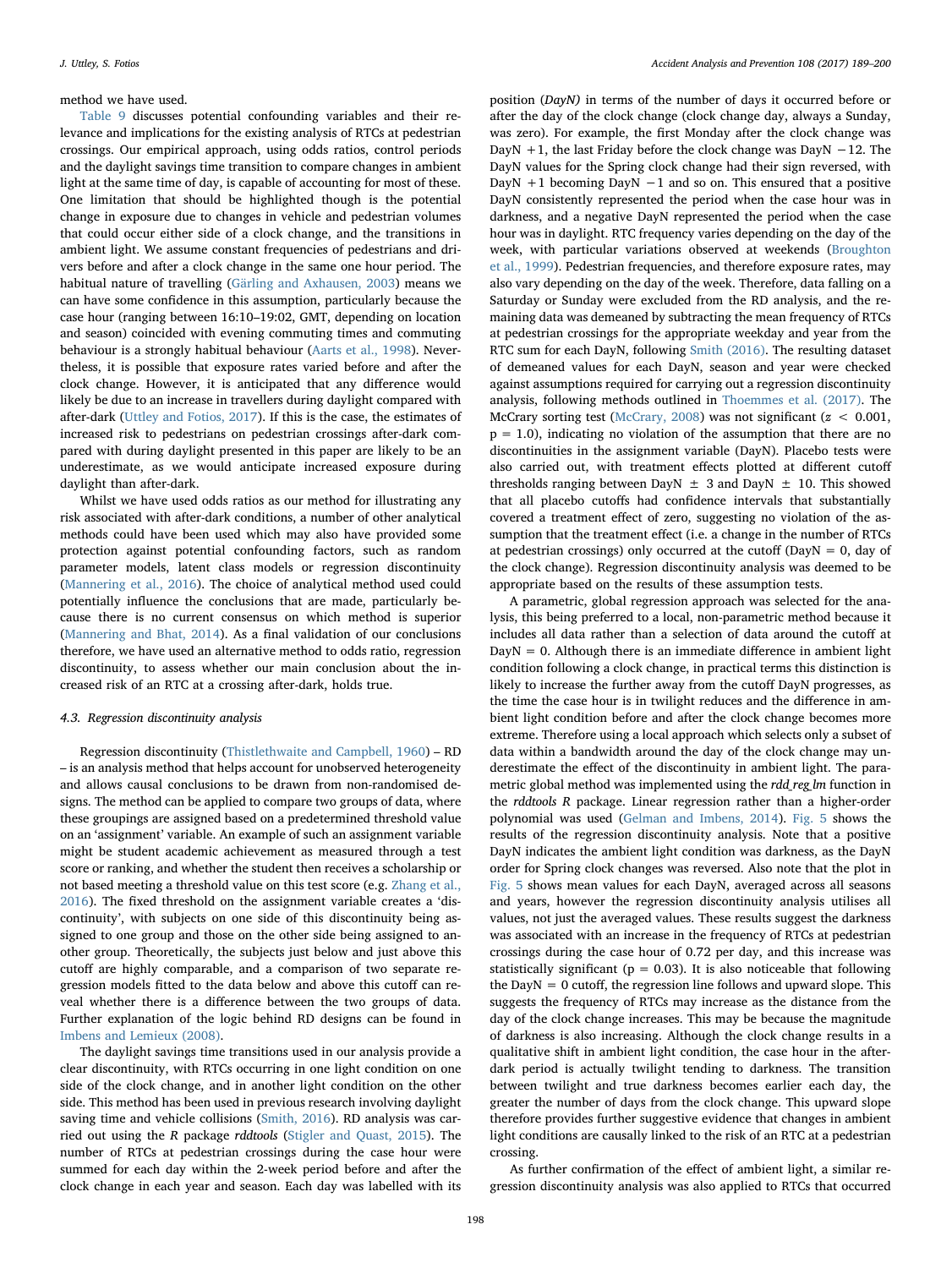method we have used.

Table 9 discusses potential confounding variables and their relevance and implications for the existing analysis of RTCs at pedestrian crossings. Our empirical approach, using odds ratios, control periods and the daylight savings time transition to compare changes in ambient light at the same time of day, is capable of accounting for most of these. One limitation that should be highlighted though is the potential change in exposure due to changes in vehicle and pedestrian volumes that could occur either side of a clock change, and the transitions in ambient light. We assume constant frequencies of pedestrians and drivers before and after a clock change in the same one hour period. The habitual nature of travelling (Gärling and Axhausen, 2003) means we can have some confidence in this assumption, particularly because the case hour (ranging between 16:10–19:02, GMT, depending on location and season) coincided with evening commuting times and commuting behaviour is a strongly habitual behaviour (Aarts et al., 1998). Nevertheless, it is possible that exposure rates varied before and after the clock change. However, it is anticipated that any difference would likely be due to an increase in travellers during daylight compared with after-dark (Uttley and Fotios, 2017). If this is the case, the estimates of increased risk to pedestrians on pedestrian crossings after-dark compared with during daylight presented in this paper are likely to be an underestimate, as we would anticipate increased exposure during daylight than after-dark.

Whilst we have used odds ratios as our method for illustrating any risk associated with after-dark conditions, a number of other analytical methods could have been used which may also have provided some protection against potential confounding factors, such as random parameter models, latent class models or regression discontinuity (Mannering et al., 2016). The choice of analytical method used could potentially influence the conclusions that are made, particularly because there is no current consensus on which method is superior (Mannering and Bhat, 2014). As a final validation of our conclusions therefore, we have used an alternative method to odds ratio, regression discontinuity, to assess whether our main conclusion about the increased risk of an RTC at a crossing after-dark, holds true.

### 4.3. Regression discontinuity analysis

Regression discontinuity (Thistlethwaite and Campbell, 1960) – RD – is an analysis method that helps account for unobserved heterogeneity and allows causal conclusions to be drawn from non-randomised designs. The method can be applied to compare two groups of data, where these groupings are assigned based on a predetermined threshold value on an 'assignment' variable. An example of such an assignment variable might be student academic achievement as measured through a test score or ranking, and whether the student then receives a scholarship or not based meeting a threshold value on this test score (e.g. Zhang et al., 2016). The fixed threshold on the assignment variable creates a 'discontinuity', with subjects on one side of this discontinuity being assigned to one group and those on the other side being assigned to another group. Theoretically, the subjects just below and just above this cutoff are highly comparable, and a comparison of two separate regression models fitted to the data below and above this cutoff can reveal whether there is a difference between the two groups of data. Further explanation of the logic behind RD designs can be found in Imbens and Lemieux (2008).

The daylight savings time transitions used in our analysis provide a clear discontinuity, with RTCs occurring in one light condition on one side of the clock change, and in another light condition on the other side. This method has been used in previous research involving daylight saving time and vehicle collisions (Smith, 2016). RD analysis was carried out using the R package *rddtools* (Stigler and Quast, 2015). The number of RTCs at pedestrian crossings during the case hour were summed for each day within the 2-week period before and after the clock change in each year and season. Each day was labelled with its position (*DayN)* in terms of the number of days it occurred before or after the day of the clock change (clock change day, always a Sunday, was zero). For example, the first Monday after the clock change was DayN +1, the last Friday before the clock change was DayN −12. The DayN values for the Spring clock change had their sign reversed, with DayN +1 becoming DayN −1 and so on. This ensured that a positive DayN consistently represented the period when the case hour was in darkness, and a negative DayN represented the period when the case hour was in daylight. RTC frequency varies depending on the day of the week, with particular variations observed at weekends (Broughton et al., 1999). Pedestrian frequencies, and therefore exposure rates, may also vary depending on the day of the week. Therefore, data falling on a Saturday or Sunday were excluded from the RD analysis, and the remaining data was demeaned by subtracting the mean frequency of RTCs at pedestrian crossings for the appropriate weekday and year from the RTC sum for each DayN, following Smith (2016). The resulting dataset of demeaned values for each DayN, season and year were checked against assumptions required for carrying out a regression discontinuity analysis, following methods outlined in Thoemmes et al. (2017). The McCrary sorting test (McCrary, 2008) was not significant ($z < 0.001$, $p = 1.0$), indicating no violation of the assumption that there are no discontinuities in the assignment variable (DayN). Placebo tests were also carried out, with treatment effects plotted at different cutoff thresholds ranging between DayN ± 3 and DayN ± 10. This showed that all placebo cutoffs had confidence intervals that substantially covered a treatment effect of zero, suggesting no violation of the assumption that the treatment effect (i.e. a change in the number of RTCs at pedestrian crossings) only occurred at the cutoff (DayN = 0, day of the clock change). Regression discontinuity analysis was deemed to be appropriate based on the results of these assumption tests.

A parametric, global regression approach was selected for the analysis, this being preferred to a local, non-parametric method because it includes all data rather than a selection of data around the cutoff at DayN = 0. Although there is an immediate difference in ambient light condition following a clock change, in practical terms this distinction is likely to increase the further away from the cutoff DayN progresses, as the time the case hour is in twilight reduces and the difference in ambient light condition before and after the clock change becomes more extreme. Therefore using a local approach which selects only a subset of data within a bandwidth around the day of the clock change may underestimate the effect of the discontinuity in ambient light. The parametric global method was implemented using the *rdd_reg_lm* function in the *rddtools R* package. Linear regression rather than a higher-order polynomial was used (Gelman and Imbens, 2014). Fig. 5 shows the results of the regression discontinuity analysis. Note that a positive DayN indicates the ambient light condition was darkness, as the DayN order for Spring clock changes was reversed. Also note that the plot in Fig. 5 shows mean values for each DayN, averaged across all seasons and years, however the regression discontinuity analysis utilises all values, not just the averaged values. These results suggest the darkness was associated with an increase in the frequency of RTCs at pedestrian crossings during the case hour of 0.72 per day, and this increase was statistically significant ($p = 0.03$). It is also noticeable that following the DayN = 0 cutoff, the regression line follows and upward slope. This suggests the frequency of RTCs may increase as the distance from the day of the clock change increases. This may be because the magnitude of darkness is also increasing. Although the clock change results in a qualitative shift in ambient light condition, the case hour in the after-dark period is actually twilight tending to darkness. The transition between twilight and true darkness becomes earlier each day, the greater the number of days from the clock change. This upward slope therefore provides further suggestive evidence that changes in ambient light conditions are causally linked to the risk of an RTC at a pedestrian crossing.

As further confirmation of the effect of ambient light, a similar regression discontinuity analysis was also applied to RTCs that occurred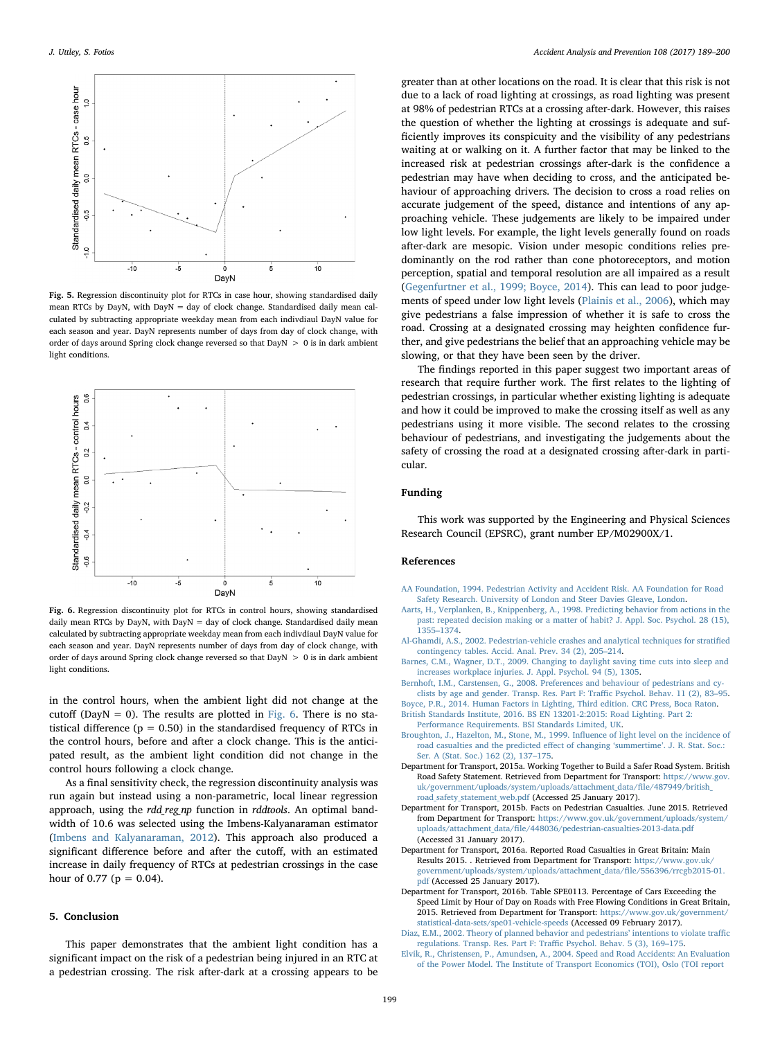Standardised daily mean RTCs - case hour

-1.0
-0.5
0.0
0.5
1.0

-10
-5
0
5
10

DayN

**Fig. 5.** Regression discontinuity plot for RTCs in case hour, showing standardised daily mean RTCs by DayN, with DayN = day of clock change. Standardised daily mean calculated by subtracting appropriate weekday mean from each indivdiaul DayN value for each season and year. DayN represents number of days from day of clock change, with order of days around Spring clock change reversed so that DayN > 0 is in dark ambient light conditions.

Standardised daily mean RTCs - control hours

-0.6
-0.4
-0.2
0.0
0.2
0.4
0.6

-10
-5
0
5
10

DayN

**Fig. 6.** Regression discontinuity plot for RTCs in control hours, showing standardised daily mean RTCs by DayN, with DayN = day of clock change. Standardised daily mean calculated by subtracting appropriate weekday mean from each indivdiaul DayN value for each season and year. DayN represents number of days from day of clock change, with order of days around Spring clock change reversed so that DayN > 0 is in dark ambient light conditions.

in the control hours, when the ambient light did not change at the cutoff (DayN = 0). The results are plotted in Fig. 6. There is no statistical difference ($p = 0.50$) in the standardised frequency of RTCs in the control hours, before and after a clock change. This is the anticipated result, as the ambient light condition did not change in the control hours following a clock change.

As a final sensitivity check, the regression discontinuity analysis was run again but instead using a non-parametric, local linear regression approach, using the *rdd_reg_np* function in *rddtools*. An optimal bandwidth of 10.6 was selected using the Imbens-Kalyanaraman estimator (Imbens and Kalyanaraman, 2012). This approach also produced a significant difference before and after the cutoff, with an estimated increase in daily frequency of RTCs at pedestrian crossings in the case hour of 0.77 ($p = 0.04$).

## 5. Conclusion

This paper demonstrates that the ambient light condition has a significant impact on the risk of a pedestrian being injured in an RTC at a pedestrian crossing. The risk after-dark at a crossing appears to be greater than at other locations on the road. It is clear that this risk is not due to a lack of road lighting at crossings, as road lighting was present at 98% of pedestrian RTCs at a crossing after-dark. However, this raises the question of whether the lighting at crossings is adequate and sufficiently improves its conspicuity and the visibility of any pedestrians waiting at or walking on it. A further factor that may be linked to the increased risk at pedestrian crossings after-dark is the confidence a pedestrian may have when deciding to cross, and the anticipated behaviour of approaching drivers. The decision to cross a road relies on accurate judgement of the speed, distance and intentions of any approaching vehicle. These judgements are likely to be impaired under low light levels. For example, the light levels generally found on roads after-dark are mesopic. Vision under mesopic conditions relies predominantly on the rod rather than cone photoreceptors, and motion perception, spatial and temporal resolution are all impaired as a result (Gegenfurtner et al., 1999; Boyce, 2014). This can lead to poor judgements of speed under low light levels (Plainis et al., 2006), which may give pedestrians a false impression of whether it is safe to cross the road. Crossing at a designated crossing may heighten confidence further, and give pedestrians the belief that an approaching vehicle may be slowing, or that they have been seen by the driver.

The findings reported in this paper suggest two important areas of research that require further work. The first relates to the lighting of pedestrian crossings, in particular whether existing lighting is adequate and how it could be improved to make the crossing itself as well as any pedestrians using it more visible. The second relates to the crossing behaviour of pedestrians, and investigating the judgements about the safety of crossing the road at a designated crossing after-dark in particular.

## Funding

This work was supported by the Engineering and Physical Sciences Research Council (EPSRC), grant number EP/M02900X/1.

## References

AA Foundation, 1994. Pedestrian Activity and Accident Risk. AA Foundation for Road Safety Research. University of London and Steer Davies Gleave, London.

Aarts, H., Verplanken, B., Knippenberg, A., 1998. Predicting behavior from actions in the past: repeated decision making or a matter of habit? J. Appl. Soc. Psychol. 28 (15), 1355–1374.

Al-Ghamdi, A.S., 2002. Pedestrian-vehicle crashes and analytical techniques for stratified contingency tables. Accid. Anal. Prev. 34 (2), 205–214.

Barnes, C.M., Wagner, D.T., 2009. Changing to daylight saving time cuts into sleep and increases workplace injuries. J. Appl. Psychol. 94 (5), 1305.

Bernhoft, I.M., Carstensen, G., 2008. Preferences and behaviour of pedestrians and cyclists by age and gender. Transp. Res. Part F: Traffic Psychol. Behav. 11 (2), 83–95.

Boyce, P.R., 2014. Human Factors in Lighting, Third edition. CRC Press, Boca Raton.

British Standards Institute, 2016. BS EN 13201-2:2015: Road Lighting. Part 2: Performance Requirements. BSI Standards Limited, UK.

Broughton, J., Hazelton, M., Stone, M., 1999. Influence of light level on the incidence of road casualties and the predicted effect of changing 'summertime'. J. R. Stat. Soc.: Ser. A (Stat. Soc.) 162 (2), 137–175.

Department for Transport, 2015a. Working Together to Build a Safer Road System. British Road Safety Statement. Retrieved from Department for Transport: https://www.gov.uk/government/uploads/system/uploads/attachment_data/file/487949/british_road_safety_statement_web.pdf (Accessed 25 January 2017).

Department for Transport, 2015b. Facts on Pedestrian Casualties. June 2015. Retrieved from Department for Transport: https://www.gov.uk/government/uploads/system/uploads/attachment_data/file/448036/pedestrian-casualties-2013-data.pdf (Accessed 31 January 2017).

Department for Transport, 2016a. Reported Road Casualties in Great Britain: Main Results 2015. . Retrieved from Department for Transport: https://www.gov.uk/government/uploads/system/uploads/attachment_data/file/556396/rrcgb2015-01.pdf (Accessed 25 January 2017).

Department for Transport, 2016b. Table SPE0113. Percentage of Cars Exceeding the Speed Limit by Hour of Day on Roads with Free Flowing Conditions in Great Britain, 2015. Retrieved from Department for Transport: https://www.gov.uk/government/statistical-data-sets/spe01-vehicle-speeds (Accessed 09 February 2017).

Diaz, E.M., 2002. Theory of planned behavior and pedestrians' intentions to violate traffic regulations. Transp. Res. Part F: Traffic Psychol. Behav. 5 (3), 169–175.

Elvik, R., Christensen, P., Amundsen, A., 2004. Speed and Road Accidents: An Evaluation of the Power Model. The Institute of Transport Economics (TOI), Oslo (TOI report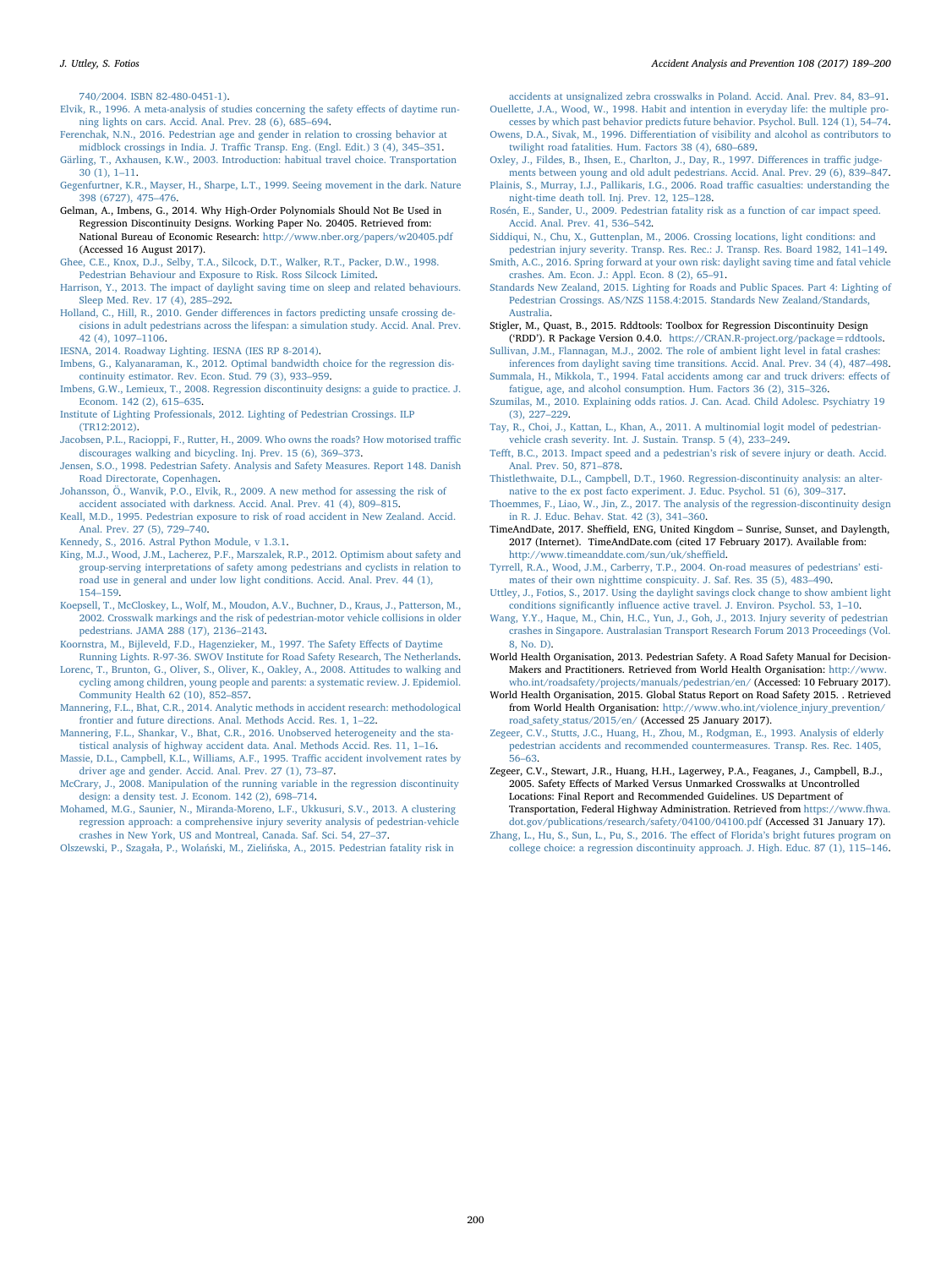740/2004. ISBN 82-480-0451-1).

Elvik, R., 1996. A meta-analysis of studies concerning the safety effects of daytime running lights on cars. Accid. Anal. Prev. 28 (6), 685–694.

Ferenchak, N.N., 2016. Pedestrian age and gender in relation to crossing behavior at midblock crossings in India. J. Traffic Transp. Eng. (Engl. Edit.) 3 (4), 345–351.

Gärling, T., Axhausen, K.W., 2003. Introduction: habitual travel choice. Transportation 30 (1), 1–11.

Gegenfurtner, K.R., Mayser, H., Sharpe, L.T., 1999. Seeing movement in the dark. Nature 398 (6727), 475–476.

Gelman, A., Imbens, G., 2014. Why High-Order Polynomials Should Not Be Used in Regression Discontinuity Designs. Working Paper No. 20405. Retrieved from: National Bureau of Economic Research: http://www.nber.org/papers/w20405.pdf (Accessed 16 August 2017).

Ghee, C.E., Knox, D.J., Selby, T.A., Silcock, D.T., Walker, R.T., Packer, D.W., 1998. Pedestrian Behaviour and Exposure to Risk. Ross Silcock Limited.

Harrison, Y., 2013. The impact of daylight saving time on sleep and related behaviours. Sleep Med. Rev. 17 (4), 285–292.

Holland, C., Hill, R., 2010. Gender differences in factors predicting unsafe crossing decisions in adult pedestrians across the lifespan: a simulation study. Accid. Anal. Prev. 42 (4), 1097–1106.

IESNA, 2014. Roadway Lighting. IESNA (IES RP 8-2014).

Imbens, G., Kalyanaraman, K., 2012. Optimal bandwidth choice for the regression discontinuity estimator. Rev. Econ. Stud. 79 (3), 933–959.

Imbens, G.W., Lemieux, T., 2008. Regression discontinuity designs: a guide to practice. J. Econom. 142 (2), 615–635.

Institute of Lighting Professionals, 2012. Lighting of Pedestrian Crossings. ILP (TR12:2012).

Jacobsen, P.L., Racioppi, F., Rutter, H., 2009. Who owns the roads? How motorised traffic discourages walking and bicycling. Inj. Prev. 15 (6), 369–373.

Jensen, S.O., 1998. Pedestrian Safety. Analysis and Safety Measures. Report 148. Danish Road Directorate, Copenhagen.

Johansson, Ö., Wanvik, P.O., Elvik, R., 2009. A new method for assessing the risk of accident associated with darkness. Accid. Anal. Prev. 41 (4), 809–815.

Keall, M.D., 1995. Pedestrian exposure to risk of road accident in New Zealand. Accid. Anal. Prev. 27 (5), 729–740.

Kennedy, S., 2016. Astral Python Module, v 1.3.1.

King, M.J., Wood, J.M., Lacherez, P.F., Marszalek, R.P., 2012. Optimism about safety and group-serving interpretations of safety among pedestrians and cyclists in relation to road use in general and under low light conditions. Accid. Anal. Prev. 44 (1), 154–159.

Koepsell, T., McCloskey, L., Wolf, M., Moudon, A.V., Buchner, D., Kraus, J., Patterson, M., 2002. Crosswalk markings and the risk of pedestrian-motor vehicle collisions in older pedestrians. JAMA 288 (17), 2136–2143.

Koornstra, M., Bijleveld, F.D., Hagenzieker, M., 1997. The Safety Effects of Daytime Running Lights. R-97-36. SWOV Institute for Road Safety Research, The Netherlands.

Lorenc, T., Brunton, G., Oliver, S., Oliver, K., Oakley, A., 2008. Attitudes to walking and cycling among children, young people and parents: a systematic review. J. Epidemiol. Community Health 62 (10), 852–857.

Mannering, F.L., Bhat, C.R., 2014. Analytic methods in accident research: methodological frontier and future directions. Anal. Methods Accid. Res. 1, 1–22.

Mannering, F.L., Shankar, V., Bhat, C.R., 2016. Unobserved heterogeneity and the statistical analysis of highway accident data. Anal. Methods Accid. Res. 11, 1–16.

Massie, D.L., Campbell, K.L., Williams, A.F., 1995. Traffic accident involvement rates by driver age and gender. Accid. Anal. Prev. 27 (1), 73–87.

McCrary, J., 2008. Manipulation of the running variable in the regression discontinuity design: a density test. J. Econom. 142 (2), 698–714.

Mohamed, M.G., Saunier, N., Miranda-Moreno, L.F., Ukkusuri, S.V., 2013. A clustering regression approach: a comprehensive injury severity analysis of pedestrian-vehicle crashes in New York, US and Montreal, Canada. Saf. Sci. 54, 27–37.

Olszewski, P., Szagała, P., Wolański, M., Zielińska, A., 2015. Pedestrian fatality risk in accidents at unsignalized zebra crosswalks in Poland. Accid. Anal. Prev. 84, 83–91.

Ouellette, J.A., Wood, W., 1998. Habit and intention in everyday life: the multiple processes by which past behavior predicts future behavior. Psychol. Bull. 124 (1), 54–74.

Owens, D.A., Sivak, M., 1996. Differentiation of visibility and alcohol as contributors to twilight road fatalities. Hum. Factors 38 (4), 680–689.

Oxley, J., Fildes, B., Ihsen, E., Charlton, J., Day, R., 1997. Differences in traffic judgements between young and old adult pedestrians. Accid. Anal. Prev. 29 (6), 839–847.

Plainis, S., Murray, I.J., Pallikaris, I.G., 2006. Road traffic casualties: understanding the night-time death toll. Inj. Prev. 12, 125–128.

Rosén, E., Sander, U., 2009. Pedestrian fatality risk as a function of car impact speed. Accid. Anal. Prev. 41, 536–542.

Siddiqui, N., Chu, X., Guttenplan, M., 2006. Crossing locations, light conditions: and pedestrian injury severity. Transp. Res. Rec.: J. Transp. Res. Board 1982, 141–149.

Smith, A.C., 2016. Spring forward at your own risk: daylight saving time and fatal vehicle crashes. Am. Econ. J.: Appl. Econ. 8 (2), 65–91.

Standards New Zealand, 2015. Lighting for Roads and Public Spaces. Part 4: Lighting of Pedestrian Crossings. AS/NZS 1158.4:2015. Standards New Zealand/Standards, Australia.

Stigler, M., Quast, B., 2015. Rddtools: Toolbox for Regression Discontinuity Design ('RDD'). R Package Version 0.4.0. https://CRAN.R-project.org/package=rddtools.

Sullivan, J.M., Flannagan, M.J., 2002. The role of ambient light level in fatal crashes: inferences from daylight saving time transitions. Accid. Anal. Prev. 34 (4), 487–498.

Summala, H., Mikkola, T., 1994. Fatal accidents among car and truck drivers: effects of fatigue, age, and alcohol consumption. Hum. Factors 36 (2), 315–326.

Szumilas, M., 2010. Explaining odds ratios. J. Can. Acad. Child Adolesc. Psychiatry 19 (3), 227–229.

Tay, R., Choi, J., Kattan, L., Khan, A., 2011. A multinomial logit model of pedestrian-vehicle crash severity. Int. J. Sustain. Transp. 5 (4), 233–249.

Tefft, B.C., 2013. Impact speed and a pedestrian's risk of severe injury or death. Accid. Anal. Prev. 50, 871–878.

Thistlethwaite, D.L., Campbell, D.T., 1960. Regression-discontinuity analysis: an alternative to the ex post facto experiment. J. Educ. Psychol. 51 (6), 309–317.

Thoemmes, F., Liao, W., Jin, Z., 2017. The analysis of the regression-discontinuity design in R. J. Educ. Behav. Stat. 42 (3), 341–360.

TimeAndDate, 2017. Sheffield, ENG, United Kingdom – Sunrise, Sunset, and Daylength, 2017 (Internet). TimeAndDate.com (cited 17 February 2017). Available from: http://www.timeanddate.com/sun/uk/sheffield.

Tyrrell, R.A., Wood, J.M., Carberry, T.P., 2004. On-road measures of pedestrians' estimates of their own nighttime conspicuity. J. Saf. Res. 35 (5), 483–490.

Uttley, J., Fotios, S., 2017. Using the daylight savings clock change to show ambient light conditions significantly influence active travel. J. Environ. Psychol. 53, 1–10.

Wang, Y.Y., Haque, M., Chin, H.C., Yun, J., Goh, J., 2013. Injury severity of pedestrian crashes in Singapore. Australasian Transport Research Forum 2013 Proceedings (Vol. 8, No. D).

World Health Organisation, 2013. Pedestrian Safety. A Road Safety Manual for Decision-Makers and Practitioners. Retrieved from World Health Organisation: http://www.who.int/roadsafety/projects/manuals/pedestrian/en/ (Accessed: 10 February 2017).

World Health Organisation, 2015. Global Status Report on Road Safety 2015. . Retrieved from World Health Organisation: http://www.who.int/violence_injury_prevention/road_safety_status/2015/en/ (Accessed 25 January 2017).

Zegeer, C.V., Stutts, J.C., Huang, H., Zhou, M., Rodgman, E., 1993. Analysis of elderly pedestrian accidents and recommended countermeasures. Transp. Res. Rec. 1405, 56–63.

Zegeer, C.V., Stewart, J.R., Huang, H.H., Lagerwey, P.A., Feaganes, J., Campbell, B.J., 2005. Safety Effects of Marked Versus Unmarked Crosswalks at Uncontrolled Locations: Final Report and Recommended Guidelines. US Department of Transportation, Federal Highway Administration. Retrieved from https://www.fhwa.dot.gov/publications/research/safety/04100/04100.pdf (Accessed 31 January 17).

Zhang, L., Hu, S., Sun, L., Pu, S., 2016. The effect of Florida's bright futures program on college choice: a regression discontinuity approach. J. High. Educ. 87 (1), 115–146.